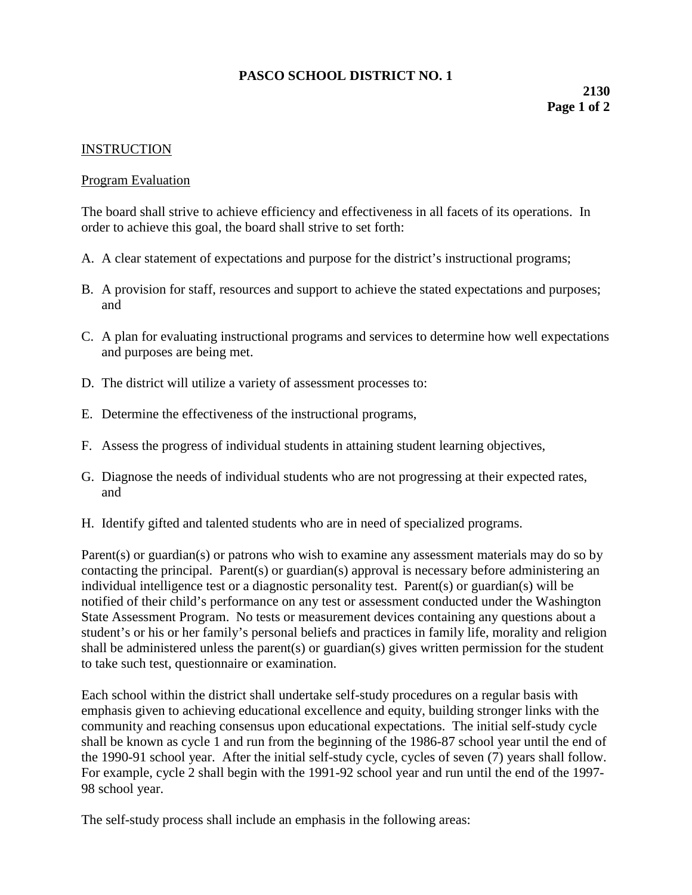# PASCO SCHOOL DISTRICT NO. 1

**2130**

## INSTRUCTION

### Program Evaluation

The board shall strive to achieve efficiency and effectiveness in all facets of its operations. In order to achieve this goal, the board shall strive to set forth:

A. A clear statement of expectations and purpose for the district's instructional programs;

B. A provision for staff, resources and support to achieve the stated expectations and purposes; and

C. A plan for evaluating instructional programs and services to determine how well expectations and purposes are being met.

D. The district will utilize a variety of assessment processes to:

E. Determine the effectiveness of the instructional programs,

F. Assess the progress of individual students in attaining student learning objectives,

G. Diagnose the needs of individual students who are not progressing at their expected rates, and

H. Identify gifted and talented students who are in need of specialized programs.

Parent(s) or guardian(s) or patrons who wish to examine any assessment materials may do so by contacting the principal. Parent(s) or guardian(s) approval is necessary before administering an individual intelligence test or a diagnostic personality test. Parent(s) or guardian(s) will be notified of their child's performance on any test or assessment conducted under the Washington State Assessment Program. No tests or measurement devices containing any questions about a student's or his or her family's personal beliefs and practices in family life, morality and religion shall be administered unless the parent(s) or guardian(s) gives written permission for the student to take such test, questionnaire or examination.

Each school within the district shall undertake self-study procedures on a regular basis with emphasis given to achieving educational excellence and equity, building stronger links with the community and reaching consensus upon educational expectations. The initial self-study cycle shall be known as cycle 1 and run from the beginning of the 1986-87 school year until the end of the 1990-91 school year. After the initial self-study cycle, cycles of seven (7) years shall follow. For example, cycle 2 shall begin with the 1991-92 school year and run until the end of the 1997-98 school year.

The self-study process shall include an emphasis in the following areas: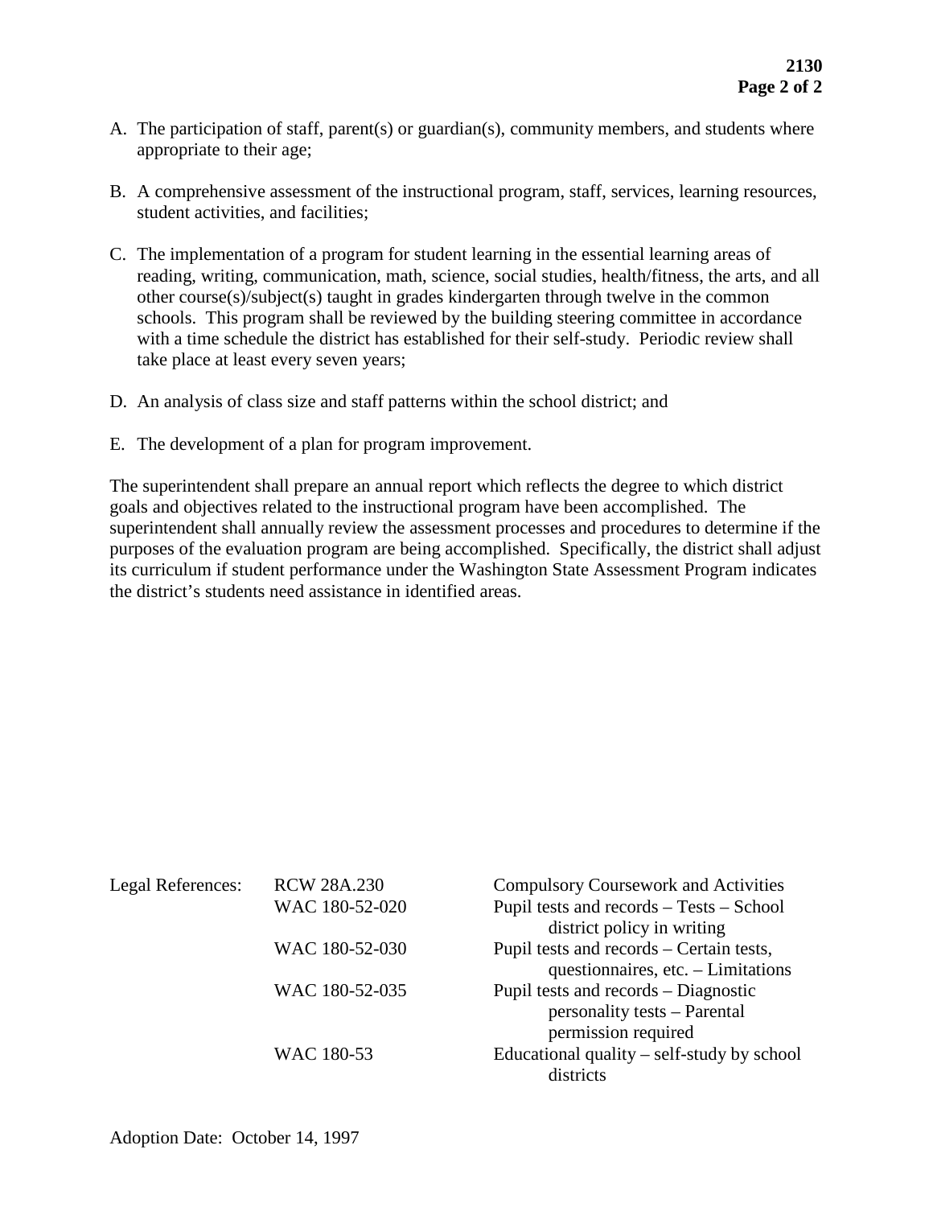A. The participation of staff, parent(s) or guardian(s), community members, and students where appropriate to their age;

B. A comprehensive assessment of the instructional program, staff, services, learning resources, student activities, and facilities;

C. The implementation of a program for student learning in the essential learning areas of reading, writing, communication, math, science, social studies, health/fitness, the arts, and all other course(s)/subject(s) taught in grades kindergarten through twelve in the common schools. This program shall be reviewed by the building steering committee in accordance with a time schedule the district has established for their self-study. Periodic review shall take place at least every seven years;

D. An analysis of class size and staff patterns within the school district; and

E. The development of a plan for program improvement.

The superintendent shall prepare an annual report which reflects the degree to which district goals and objectives related to the instructional program have been accomplished. The superintendent shall annually review the assessment processes and procedures to determine if the purposes of the evaluation program are being accomplished. Specifically, the district shall adjust its curriculum if student performance under the Washington State Assessment Program indicates the district's students need assistance in identified areas.

| | | |
|---|---|---|
| Legal References: | RCW 28A.230 | Compulsory Coursework and Activities |
| | WAC 180-52-020 | Pupil tests and records – Tests – School district policy in writing |
| | WAC 180-52-030 | Pupil tests and records – Certain tests, questionnaires, etc. – Limitations |
| | WAC 180-52-035 | Pupil tests and records – Diagnostic personality tests – Parental permission required |
| | WAC 180-53 | Educational quality – self-study by school districts |

Adoption Date: October 14, 1997